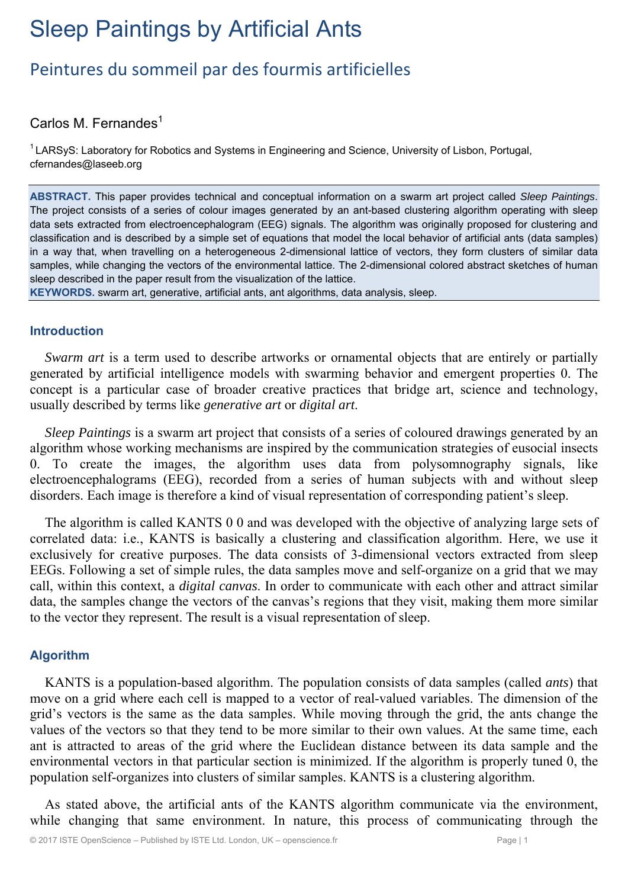# Sleep Paintings by Artificial Ants

## Peintures du sommeil par des fourmis artificielles

Carlos M. Fernandes[1]

[1] LARSyS: Laboratory for Robotics and Systems in Engineering and Science, University of Lisbon, Portugal, cfernandes@laseeb.org

**ABSTRACT.** This paper provides technical and conceptual information on a swarm art project called *Sleep Paintings*. The project consists of a series of colour images generated by an ant-based clustering algorithm operating with sleep data sets extracted from electroencephalogram (EEG) signals. The algorithm was originally proposed for clustering and classification and is described by a simple set of equations that model the local behavior of artificial ants (data samples) in a way that, when travelling on a heterogeneous 2-dimensional lattice of vectors, they form clusters of similar data samples, while changing the vectors of the environmental lattice. The 2-dimensional colored abstract sketches of human sleep described in the paper result from the visualization of the lattice.

**KEYWORDS.** swarm art, generative, artificial ants, ant algorithms, data analysis, sleep.

### Introduction

*Swarm art* is a term used to describe artworks or ornamental objects that are entirely or partially generated by artificial intelligence models with swarming behavior and emergent properties 0. The concept is a particular case of broader creative practices that bridge art, science and technology, usually described by terms like *generative art* or *digital art*.

*Sleep Paintings* is a swarm art project that consists of a series of coloured drawings generated by an algorithm whose working mechanisms are inspired by the communication strategies of eusocial insects 0. To create the images, the algorithm uses data from polysomnography signals, like electroencephalograms (EEG), recorded from a series of human subjects with and without sleep disorders. Each image is therefore a kind of visual representation of corresponding patient's sleep.

The algorithm is called KANTS 0 0 and was developed with the objective of analyzing large sets of correlated data: i.e., KANTS is basically a clustering and classification algorithm. Here, we use it exclusively for creative purposes. The data consists of 3-dimensional vectors extracted from sleep EEGs. Following a set of simple rules, the data samples move and self-organize on a grid that we may call, within this context, a *digital canvas*. In order to communicate with each other and attract similar data, the samples change the vectors of the canvas's regions that they visit, making them more similar to the vector they represent. The result is a visual representation of sleep.

### Algorithm

KANTS is a population-based algorithm. The population consists of data samples (called *ants*) that move on a grid where each cell is mapped to a vector of real-valued variables. The dimension of the grid's vectors is the same as the data samples. While moving through the grid, the ants change the values of the vectors so that they tend to be more similar to their own values. At the same time, each ant is attracted to areas of the grid where the Euclidean distance between its data sample and the environmental vectors in that particular section is minimized. If the algorithm is properly tuned 0, the population self-organizes into clusters of similar samples. KANTS is a clustering algorithm.

As stated above, the artificial ants of the KANTS algorithm communicate via the environment, while changing that same environment. In nature, this process of communicating through the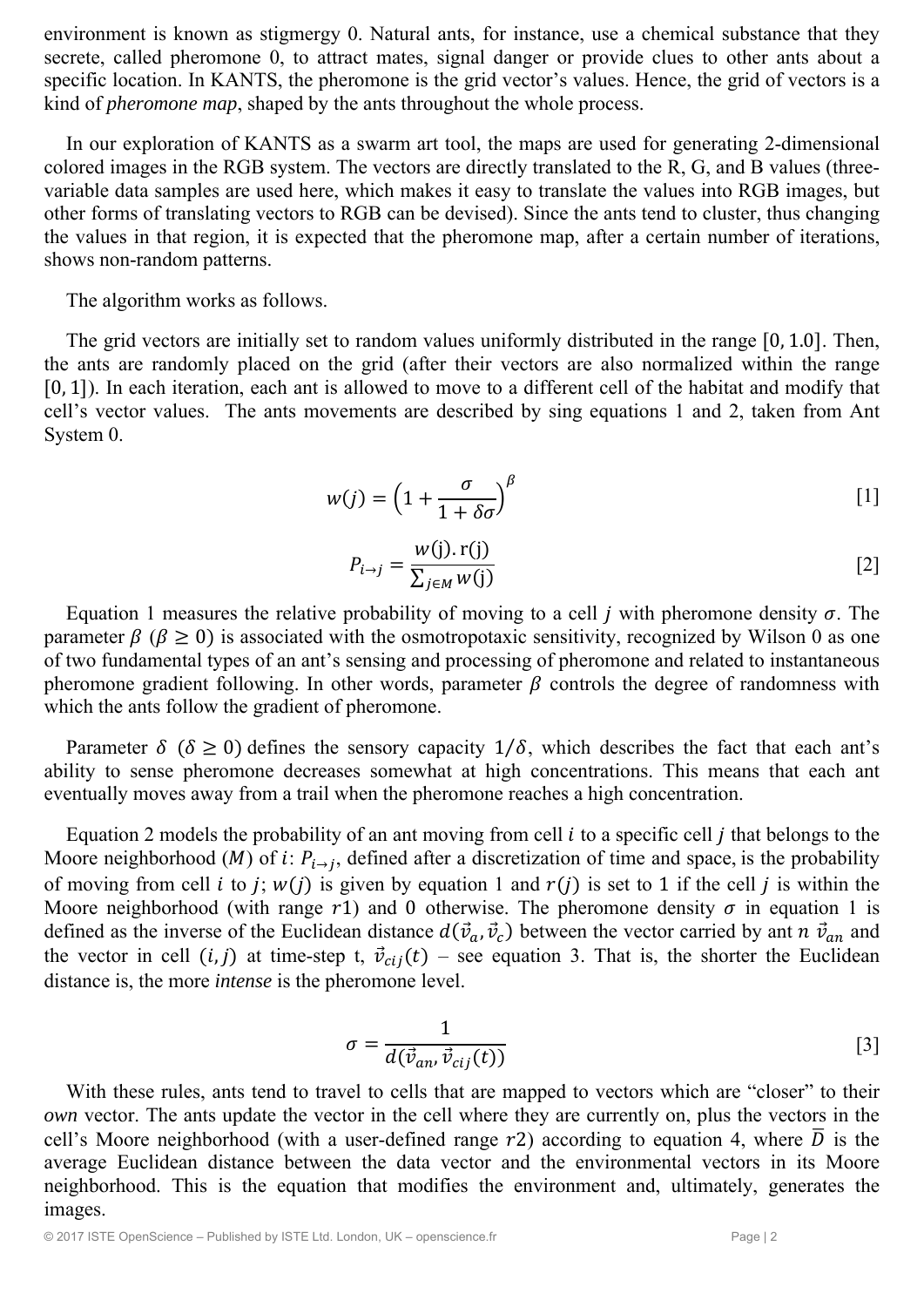environment is known as stigmergy 0. Natural ants, for instance, use a chemical substance that they secrete, called pheromone 0, to attract mates, signal danger or provide clues to other ants about a specific location. In KANTS, the pheromone is the grid vector's values. Hence, the grid of vectors is a kind of *pheromone map*, shaped by the ants throughout the whole process.

In our exploration of KANTS as a swarm art tool, the maps are used for generating 2-dimensional colored images in the RGB system. The vectors are directly translated to the R, G, and B values (three-variable data samples are used here, which makes it easy to translate the values into RGB images, but other forms of translating vectors to RGB can be devised). Since the ants tend to cluster, thus changing the values in that region, it is expected that the pheromone map, after a certain number of iterations, shows non-random patterns.

The algorithm works as follows.

The grid vectors are initially set to random values uniformly distributed in the range $[0, 1.0]$. Then, the ants are randomly placed on the grid (after their vectors are also normalized within the range $[0, 1]$). In each iteration, each ant is allowed to move to a different cell of the habitat and modify that cell's vector values. The ants movements are described by sing equations 1 and 2, taken from Ant System 0.

$$w(j) = \left(1 + \frac{\sigma}{1 + \delta\sigma}\right)^{\beta} \quad [1]$$

$$P_{i \rightarrow j} = \frac{w(\mathrm{j}).\,\mathrm{r(j)}}{\sum_{j \in M} w(\mathrm{j})} \quad [2]$$

Equation 1 measures the relative probability of moving to a cell $j$ with pheromone density $\sigma$. The parameter $\beta$ ($\beta \geq 0$) is associated with the osmotropotaxic sensitivity, recognized by Wilson 0 as one of two fundamental types of an ant's sensing and processing of pheromone and related to instantaneous pheromone gradient following. In other words, parameter $\beta$ controls the degree of randomness with which the ants follow the gradient of pheromone.

Parameter $\delta$ ($\delta \geq 0$) defines the sensory capacity $1/\delta$, which describes the fact that each ant's ability to sense pheromone decreases somewhat at high concentrations. This means that each ant eventually moves away from a trail when the pheromone reaches a high concentration.

Equation 2 models the probability of an ant moving from cell $i$ to a specific cell $j$ that belongs to the Moore neighborhood ($M$) of $i$: $P_{i \rightarrow j}$, defined after a discretization of time and space, is the probability of moving from cell $i$ to $j$; $w(j)$ is given by equation 1 and $r(j)$ is set to 1 if the cell $j$ is within the Moore neighborhood (with range $r1$) and 0 otherwise. The pheromone density $\sigma$ in equation 1 is defined as the inverse of the Euclidean distance $d(\vec{v}_a, \vec{v}_c)$ between the vector carried by ant $n$ $\vec{v}_{an}$ and the vector in cell $(i, j)$ at time-step t, $\vec{v}_{cij}(t)$ – see equation 3. That is, the shorter the Euclidean distance is, the more *intense* is the pheromone level.

$$\sigma = \frac{1}{d(\vec{v}_{an}, \vec{v}_{cij}(t))} \quad [3]$$

With these rules, ants tend to travel to cells that are mapped to vectors which are "closer" to their *own* vector. The ants update the vector in the cell where they are currently on, plus the vectors in the cell's Moore neighborhood (with a user-defined range $r2$) according to equation 4, where $\overline{D}$ is the average Euclidean distance between the data vector and the environmental vectors in its Moore neighborhood. This is the equation that modifies the environment and, ultimately, generates the images.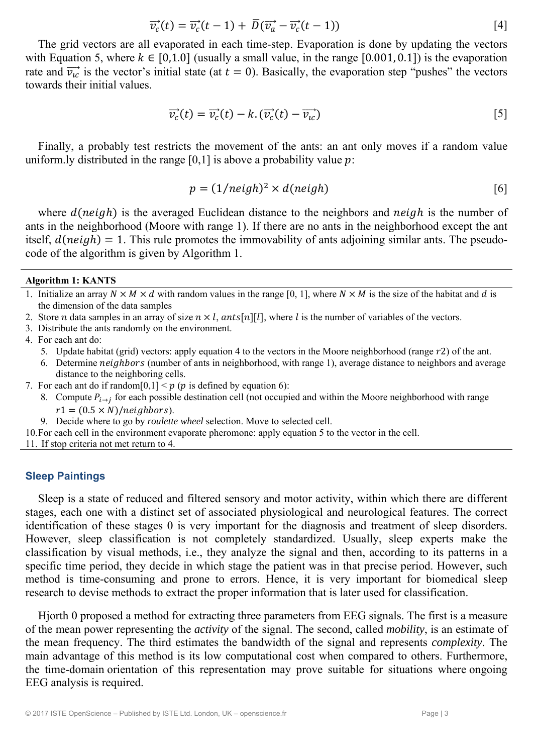$$\overrightarrow{v_c}(t) = \overrightarrow{v_c}(t-1) + \bar{D}(\overrightarrow{v_a} - \overrightarrow{v_c}(t-1)) \quad [4]$$

The grid vectors are all evaporated in each time-step. Evaporation is done by updating the vectors with Equation 5, where $k \in [0,1.0]$ (usually a small value, in the range $[0.001, 0.1]$) is the evaporation rate and $\overrightarrow{v_{\iota c}}$ is the vector's initial state (at $t = 0$). Basically, the evaporation step "pushes" the vectors towards their initial values.

$$\overrightarrow{v_c}(t) = \overrightarrow{v_c}(t) - k.(\overrightarrow{v_c}(t) - \overrightarrow{v_{\iota c}}) \quad [5]$$

Finally, a probably test restricts the movement of the ants: an ant only moves if a random value uniform.ly distributed in the range [0,1] is above a probability value $p$:

$$p = (1/neigh)^2 \times d(neigh) \quad [6]$$

where $d(neigh)$ is the averaged Euclidean distance to the neighbors and $neigh$ is the number of ants in the neighborhood (Moore with range 1). If there are no ants in the neighborhood except the ant itself, $d(neigh) = 1$. This rule promotes the immovability of ants adjoining similar ants. The pseudo-code of the algorithm is given by Algorithm 1.

**Algorithm 1: KANTS**

1. Initialize an array $N \times M \times d$ with random values in the range [0, 1], where $N \times M$ is the size of the habitat and $d$ is the dimension of the data samples
2. Store $n$ data samples in an array of size $n \times l$, $ants[n][l]$, where $l$ is the number of variables of the vectors.
3. Distribute the ants randomly on the environment.
4. For each ant do:
   5. Update habitat (grid) vectors: apply equation 4 to the vectors in the Moore neighborhood (range $r2$) of the ant.
   6. Determine $neighbors$ (number of ants in neighborhood, with range 1), average distance to neighbors and average distance to the neighboring cells.
7. For each ant do if random[0,1] < $p$ ($p$ is defined by equation 6):
   8. Compute $P_{i \to j}$ for each possible destination cell (not occupied and within the Moore neighborhood with range $r1 = (0.5 \times N)/neighbors$).
   9. Decide where to go by *roulette wheel* selection. Move to selected cell.
10. For each cell in the environment evaporate pheromone: apply equation 5 to the vector in the cell.
11. If stop criteria not met return to 4.

## Sleep Paintings

Sleep is a state of reduced and filtered sensory and motor activity, within which there are different stages, each one with a distinct set of associated physiological and neurological features. The correct identification of these stages 0 is very important for the diagnosis and treatment of sleep disorders. However, sleep classification is not completely standardized. Usually, sleep experts make the classification by visual methods, i.e., they analyze the signal and then, according to its patterns in a specific time period, they decide in which stage the patient was in that precise period. However, such method is time-consuming and prone to errors. Hence, it is very important for biomedical sleep research to devise methods to extract the proper information that is later used for classification.

Hjorth 0 proposed a method for extracting three parameters from EEG signals. The first is a measure of the mean power representing the *activity* of the signal. The second, called *mobility*, is an estimate of the mean frequency. The third estimates the bandwidth of the signal and represents *complexity*. The main advantage of this method is its low computational cost when compared to others. Furthermore, the time-domain orientation of this representation may prove suitable for situations where ongoing EEG analysis is required.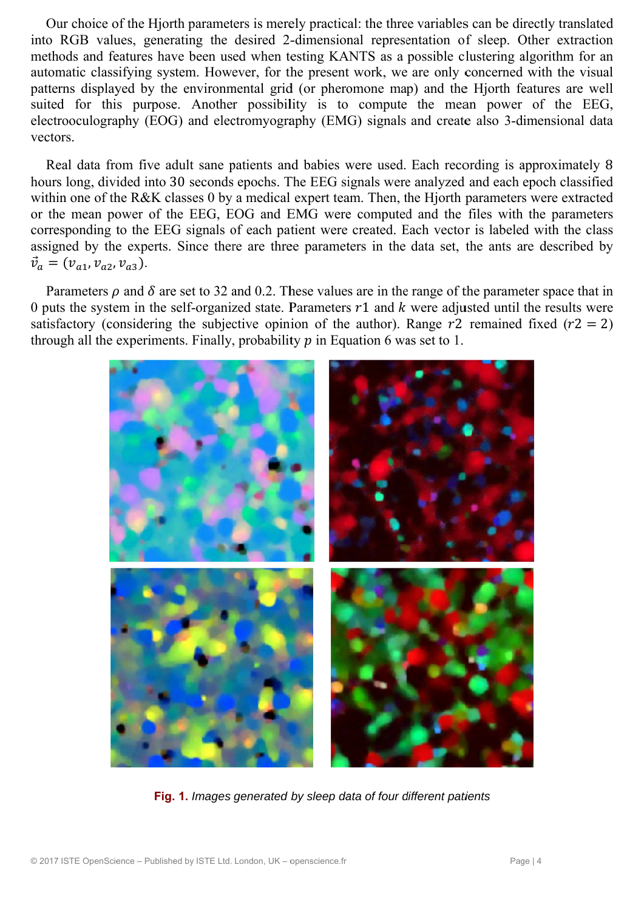Our choice of the Hjorth parameters is merely practical: the three variables can be directly translated into RGB values, generating the desired 2-dimensional representation of sleep. Other extraction methods and features have been used when testing KANTS as a possible clustering algorithm for an automatic classifying system. However, for the present work, we are only concerned with the visual patterns displayed by the environmental grid (or pheromone map) and the Hjorth features are well suited for this purpose. Another possibility is to compute the mean power of the EEG, electrooculography (EOG) and electromyography (EMG) signals and create also 3-dimensional data vectors.

Real data from five adult sane patients and babies were used. Each recording is approximately 8 hours long, divided into 30 seconds epochs. The EEG signals were analyzed and each epoch classified within one of the R&K classes 0 by a medical expert team. Then, the Hjorth parameters were extracted or the mean power of the EEG, EOG and EMG were computed and the files with the parameters corresponding to the EEG signals of each patient were created. Each vector is labeled with the class assigned by the experts. Since there are three parameters in the data set, the ants are described by $\vec{v}_a = (v_{a1}, v_{a2}, v_{a3})$.

Parameters $\rho$ and $\delta$ are set to 32 and 0.2. These values are in the range of the parameter space that in 0 puts the system in the self-organized state. Parameters $r1$ and $k$ were adjusted until the results were satisfactory (considering the subjective opinion of the author). Range $r2$ remained fixed ($r2 = 2$) through all the experiments. Finally, probability $p$ in Equation 6 was set to 1.

**Fig. 1.** *Images generated by sleep data of four different patients*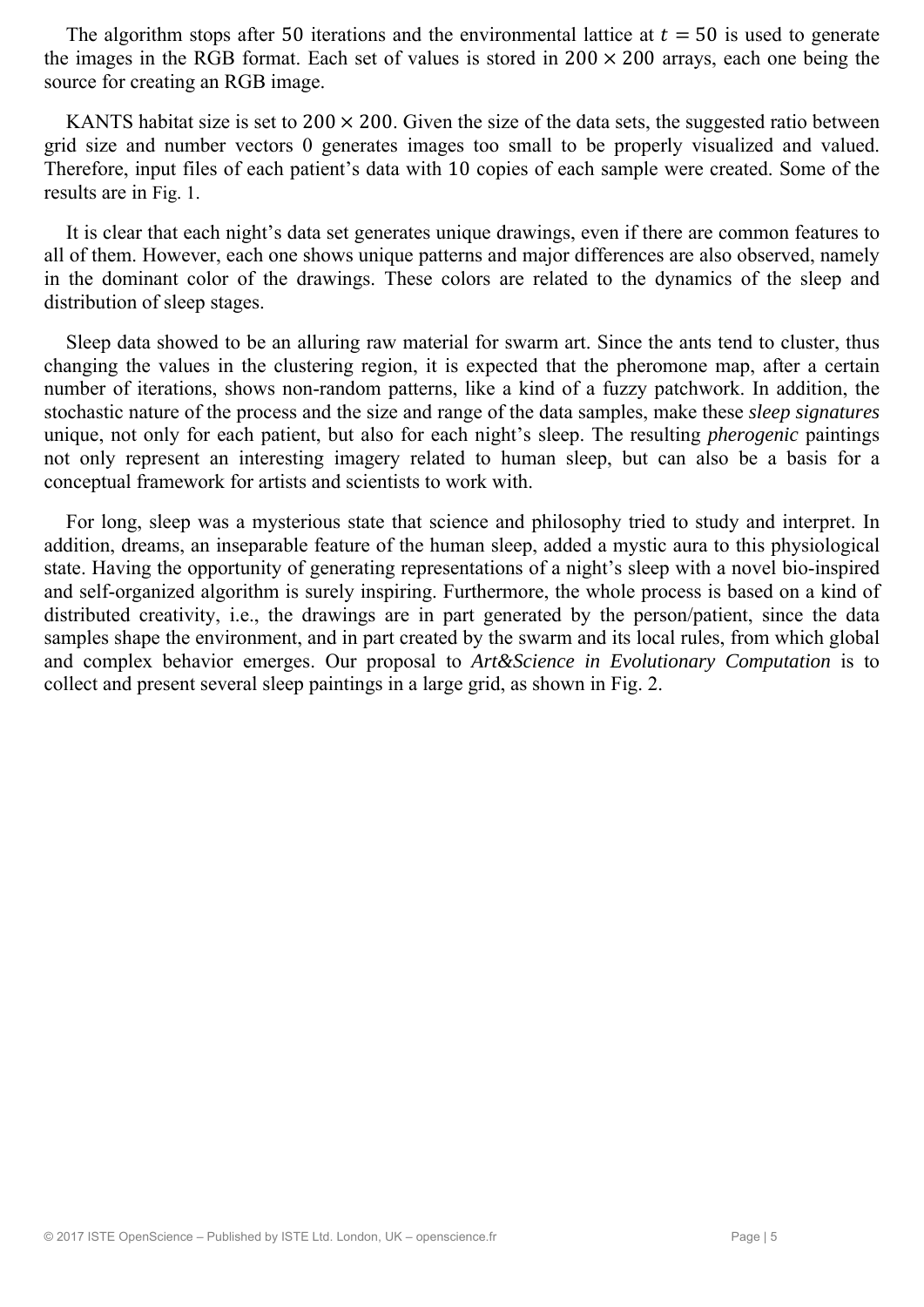The algorithm stops after $50$ iterations and the environmental lattice at $t = 50$ is used to generate the images in the RGB format. Each set of values is stored in $200 \times 200$ arrays, each one being the source for creating an RGB image.

KANTS habitat size is set to $200 \times 200$. Given the size of the data sets, the suggested ratio between grid size and number vectors 0 generates images too small to be properly visualized and valued. Therefore, input files of each patient's data with $10$ copies of each sample were created. Some of the results are in Fig. 1.

It is clear that each night's data set generates unique drawings, even if there are common features to all of them. However, each one shows unique patterns and major differences are also observed, namely in the dominant color of the drawings. These colors are related to the dynamics of the sleep and distribution of sleep stages.

Sleep data showed to be an alluring raw material for swarm art. Since the ants tend to cluster, thus changing the values in the clustering region, it is expected that the pheromone map, after a certain number of iterations, shows non-random patterns, like a kind of a fuzzy patchwork. In addition, the stochastic nature of the process and the size and range of the data samples, make these *sleep signatures* unique, not only for each patient, but also for each night's sleep. The resulting *pherogenic* paintings not only represent an interesting imagery related to human sleep, but can also be a basis for a conceptual framework for artists and scientists to work with.

For long, sleep was a mysterious state that science and philosophy tried to study and interpret. In addition, dreams, an inseparable feature of the human sleep, added a mystic aura to this physiological state. Having the opportunity of generating representations of a night's sleep with a novel bio-inspired and self-organized algorithm is surely inspiring. Furthermore, the whole process is based on a kind of distributed creativity, i.e., the drawings are in part generated by the person/patient, since the data samples shape the environment, and in part created by the swarm and its local rules, from which global and complex behavior emerges. Our proposal to *Art&Science in Evolutionary Computation* is to collect and present several sleep paintings in a large grid, as shown in Fig. 2.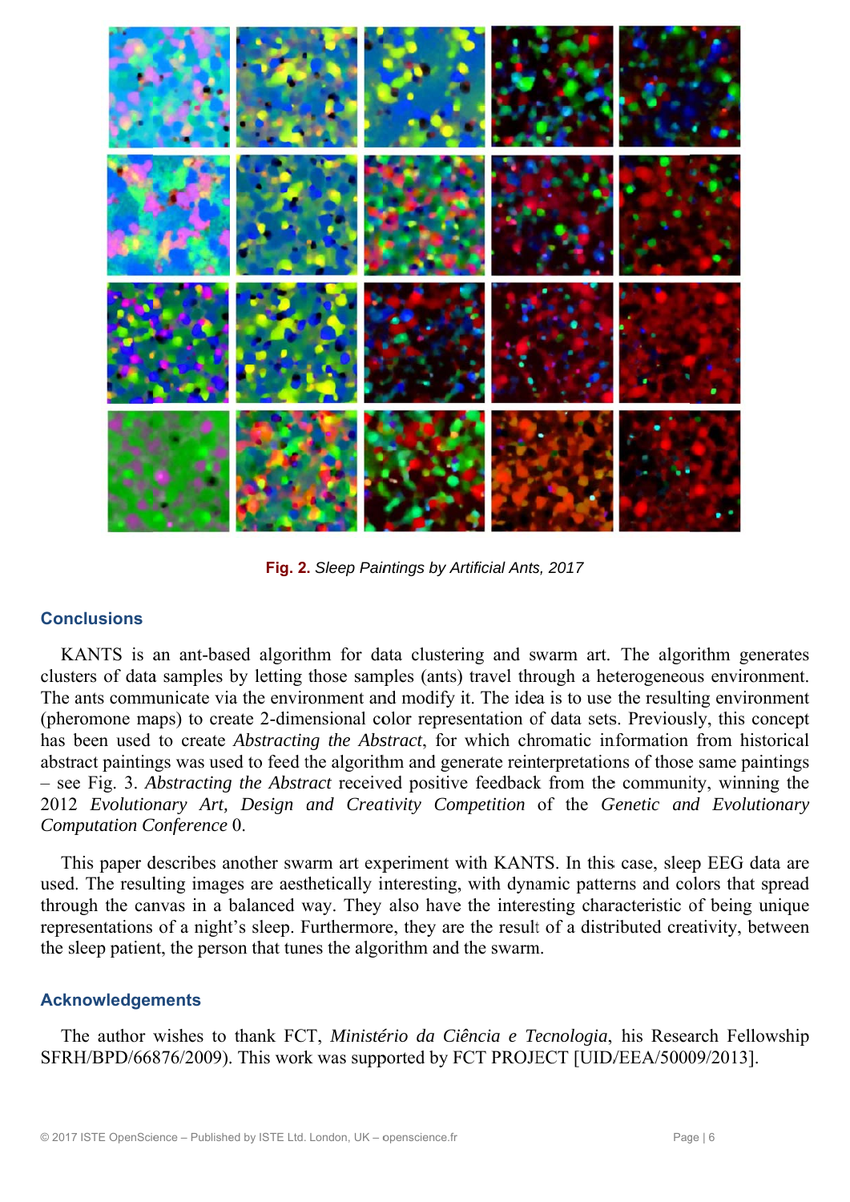**Fig. 2.** *Sleep Paintings by Artificial Ants, 2017*

## Conclusions

KANTS is an ant-based algorithm for data clustering and swarm art. The algorithm generates clusters of data samples by letting those samples (ants) travel through a heterogeneous environment. The ants communicate via the environment and modify it. The idea is to use the resulting environment (pheromone maps) to create 2-dimensional color representation of data sets. Previously, this concept has been used to create *Abstracting the Abstract*, for which chromatic information from historical abstract paintings was used to feed the algorithm and generate reinterpretations of those same paintings – see Fig. 3. *Abstracting the Abstract* received positive feedback from the community, winning the 2012 *Evolutionary Art, Design and Creativity Competition* of the *Genetic and Evolutionary Computation Conference* 0.

This paper describes another swarm art experiment with KANTS. In this case, sleep EEG data are used. The resulting images are aesthetically interesting, with dynamic patterns and colors that spread through the canvas in a balanced way. They also have the interesting characteristic of being unique representations of a night's sleep. Furthermore, they are the result of a distributed creativity, between the sleep patient, the person that tunes the algorithm and the swarm.

## Acknowledgements

The author wishes to thank FCT, *Ministério da Ciência e Tecnologia*, his Research Fellowship SFRH/BPD/66876/2009). This work was supported by FCT PROJECT [UID/EEA/50009/2013].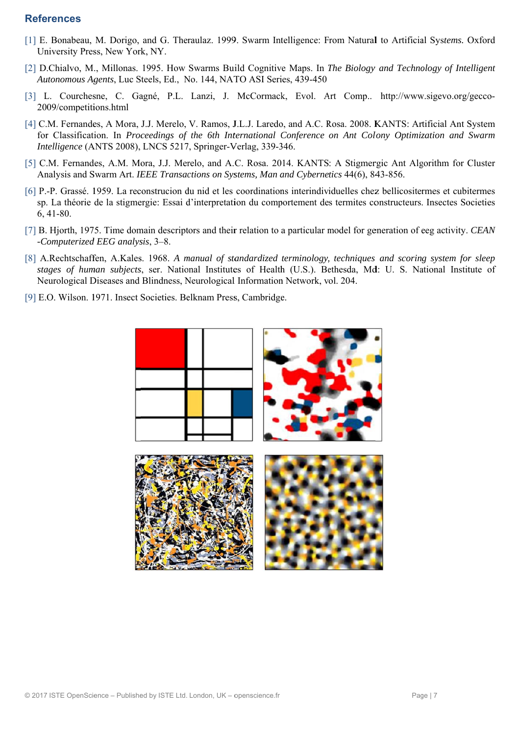## References

[1] E. Bonabeau, M. Dorigo, and G. Theraulaz. 1999. Swarm Intelligence: From Natural to Artificial Systems. Oxford University Press, New York, NY.

[2] D.Chialvo, M., Millonas. 1995. How Swarms Build Cognitive Maps. In *The Biology and Technology of Intelligent Autonomous Agents*, Luc Steels, Ed., No. 144, NATO ASI Series, 439-450

[3] L. Courchesne, C. Gagné, P.L. Lanzi, J. McCormack, Evol. Art Comp.. http://www.sigevo.org/gecco-2009/competitions.html

[4] C.M. Fernandes, A Mora, J.J. Merelo, V. Ramos, J.L.J. Laredo, and A.C. Rosa. 2008. KANTS: Artificial Ant System for Classification. In *Proceedings of the 6th International Conference on Ant Colony Optimization and Swarm Intelligence* (ANTS 2008), LNCS 5217, Springer-Verlag, 339-346.

[5] C.M. Fernandes, A.M. Mora, J.J. Merelo, and A.C. Rosa. 2014. KANTS: A Stigmergic Ant Algorithm for Cluster Analysis and Swarm Art. *IEEE Transactions on Systems, Man and Cybernetics* 44(6), 843-856.

[6] P.-P. Grassé. 1959. La reconstrucion du nid et les coordinations interindividuelles chez bellicositermes et cubitermes sp. La théorie de la stigmergie: Essai d'interpretation du comportement des termites constructeurs. Insectes Societies 6, 41-80.

[7] B. Hjorth, 1975. Time domain descriptors and their relation to a particular model for generation of eeg activity. *CEAN -Computerized EEG analysis*, 3–8.

[8] A.Rechtschaffen, A.Kales. 1968. *A manual of standardized terminology, techniques and scoring system for sleep stages of human subjects*, ser. National Institutes of Health (U.S.). Bethesda, Md: U. S. National Institute of Neurological Diseases and Blindness, Neurological Information Network, vol. 204.

[9] E.O. Wilson. 1971. Insect Societies. Belknam Press, Cambridge.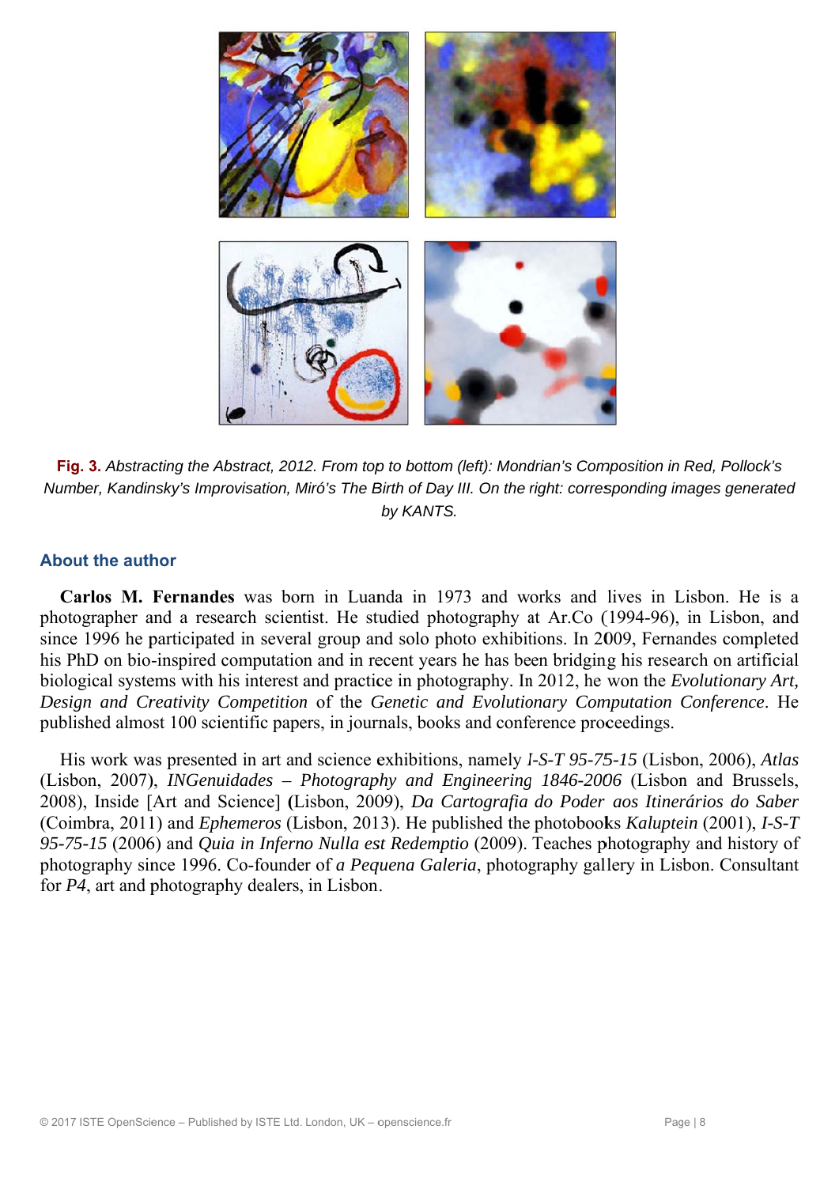**Fig. 3.** *Abstracting the Abstract, 2012. From top to bottom (left): Mondrian's Composition in Red, Pollock's Number, Kandinsky's Improvisation, Miró's The Birth of Day III. On the right: corresponding images generated by KANTS.*

## About the author

**Carlos M. Fernandes** was born in Luanda in 1973 and works and lives in Lisbon. He is a photographer and a research scientist. He studied photography at Ar.Co (1994-96), in Lisbon, and since 1996 he participated in several group and solo photo exhibitions. In 2009, Fernandes completed his PhD on bio-inspired computation and in recent years he has been bridging his research on artificial biological systems with his interest and practice in photography. In 2012, he won the *Evolutionary Art, Design and Creativity Competition* of the *Genetic and Evolutionary Computation Conference*. He published almost 100 scientific papers, in journals, books and conference proceedings.

His work was presented in art and science exhibitions, namely *I-S-T 95-75-15* (Lisbon, 2006), *Atlas* (Lisbon, 2007), *INGenuidades – Photography and Engineering 1846-2006* (Lisbon and Brussels, 2008), Inside [Art and Science] (Lisbon, 2009), *Da Cartografia do Poder aos Itinerários do Saber* (Coimbra, 2011) and *Ephemeros* (Lisbon, 2013). He published the photobooks *Kaluptein* (2001), *I-S-T 95-75-15* (2006) and *Quia in Inferno Nulla est Redemptio* (2009). Teaches photography and history of photography since 1996. Co-founder of *a Pequena Galeria*, photography gallery in Lisbon. Consultant for *P4*, art and photography dealers, in Lisbon.